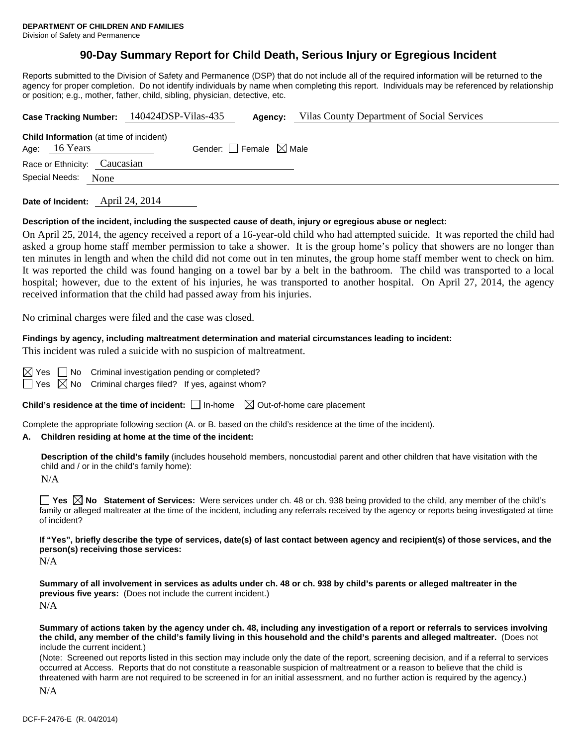**DEPARTMENT OF CHILDREN AND FAMILIES**
Division of Safety and Permanence

# 90-Day Summary Report for Child Death, Serious Injury or Egregious Incident

Reports submitted to the Division of Safety and Permanence (DSP) that do not include all of the required information will be returned to the agency for proper completion. Do not identify individuals by name when completing this report. Individuals may be referenced by relationship or position; e.g., mother, father, child, sibling, physician, detective, etc.

**Case Tracking Number:** 140424DSP-Vilas-435 **Agency:** Vilas County Department of Social Services

**Child Information** (at time of incident)
Age: 16 Years Gender: ☐ Female ☒ Male
Race or Ethnicity: Caucasian
Special Needs: None

**Date of Incident:** April 24, 2014

**Description of the incident, including the suspected cause of death, injury or egregious abuse or neglect:**

On April 25, 2014, the agency received a report of a 16-year-old child who had attempted suicide. It was reported the child had asked a group home staff member permission to take a shower. It is the group home's policy that showers are no longer than ten minutes in length and when the child did not come out in ten minutes, the group home staff member went to check on him. It was reported the child was found hanging on a towel bar by a belt in the bathroom. The child was transported to a local hospital; however, due to the extent of his injuries, he was transported to another hospital. On April 27, 2014, the agency received information that the child had passed away from his injuries.

No criminal charges were filed and the case was closed.

**Findings by agency, including maltreatment determination and material circumstances leading to incident:**

This incident was ruled a suicide with no suspicion of maltreatment.

☒ Yes ☐ No Criminal investigation pending or completed?
☐ Yes ☒ No Criminal charges filed? If yes, against whom?

**Child's residence at the time of incident:** ☐ In-home ☒ Out-of-home care placement

Complete the appropriate following section (A. or B. based on the child's residence at the time of the incident).

**A. Children residing at home at the time of the incident:**

**Description of the child's family** (includes household members, noncustodial parent and other children that have visitation with the child and / or in the child's family home):

N/A

☐ **Yes** ☒ **No Statement of Services:** Were services under ch. 48 or ch. 938 being provided to the child, any member of the child's family or alleged maltreater at the time of the incident, including any referrals received by the agency or reports being investigated at time of incident?

**If "Yes", briefly describe the type of services, date(s) of last contact between agency and recipient(s) of those services, and the person(s) receiving those services:**

N/A

**Summary of all involvement in services as adults under ch. 48 or ch. 938 by child's parents or alleged maltreater in the previous five years:** (Does not include the current incident.)

N/A

**Summary of actions taken by the agency under ch. 48, including any investigation of a report or referrals to services involving the child, any member of the child's family living in this household and the child's parents and alleged maltreater.** (Does not include the current incident.)
(Note: Screened out reports listed in this section may include only the date of the report, screening decision, and if a referral to services occurred at Access. Reports that do not constitute a reasonable suspicion of maltreatment or a reason to believe that the child is threatened with harm are not required to be screened in for an initial assessment, and no further action is required by the agency.)

N/A

DCF-F-2476-E (R. 04/2014)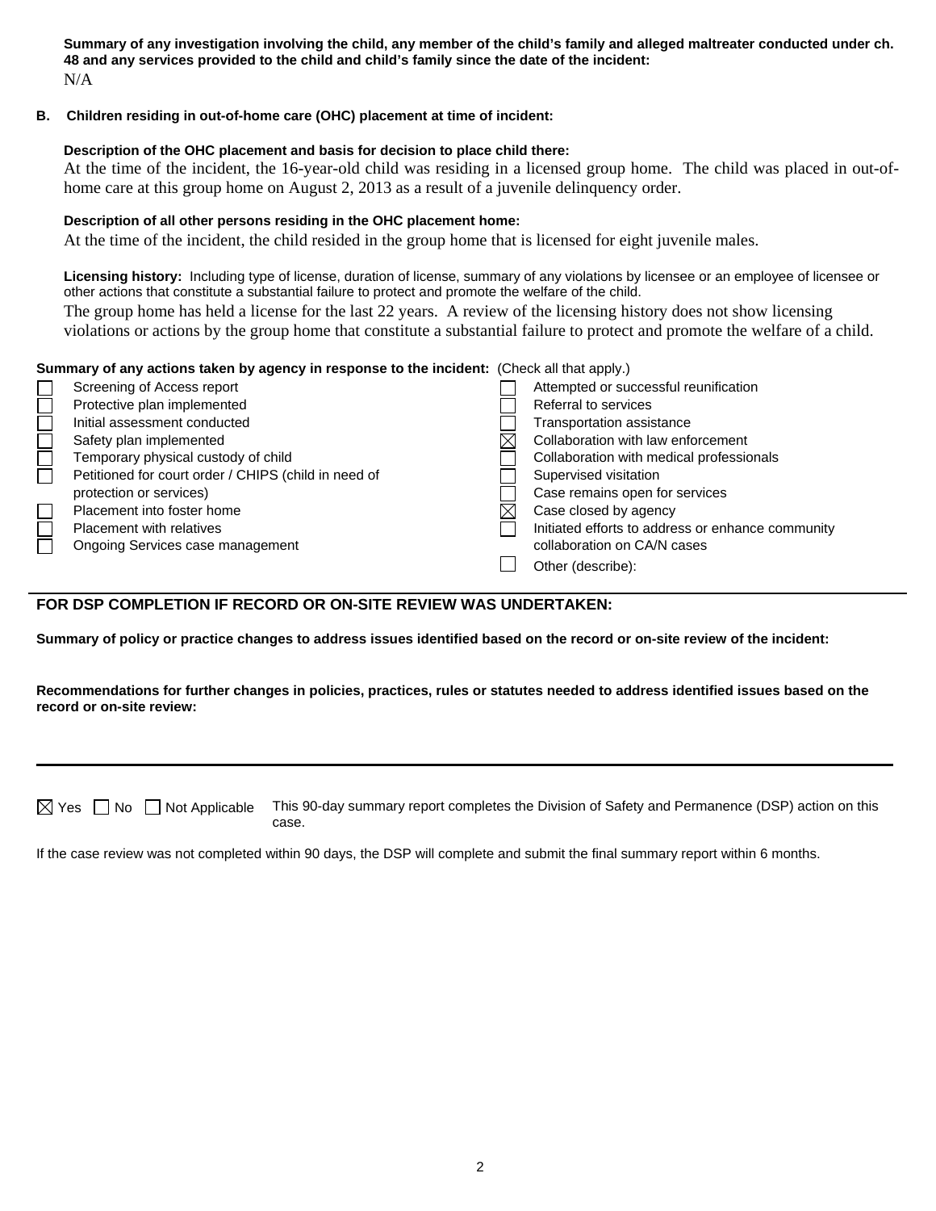**Summary of any investigation involving the child, any member of the child's family and alleged maltreater conducted under ch. 48 and any services provided to the child and child's family since the date of the incident:**

N/A

**B. Children residing in out-of-home care (OHC) placement at time of incident:**

**Description of the OHC placement and basis for decision to place child there:**

At the time of the incident, the 16-year-old child was residing in a licensed group home. The child was placed in out-of-home care at this group home on August 2, 2013 as a result of a juvenile delinquency order.

**Description of all other persons residing in the OHC placement home:**

At the time of the incident, the child resided in the group home that is licensed for eight juvenile males.

**Licensing history:** Including type of license, duration of license, summary of any violations by licensee or an employee of licensee or other actions that constitute a substantial failure to protect and promote the welfare of the child.

The group home has held a license for the last 22 years. A review of the licensing history does not show licensing violations or actions by the group home that constitute a substantial failure to protect and promote the welfare of a child.

**Summary of any actions taken by agency in response to the incident:** (Check all that apply.)

- ☐ Screening of Access report
- ☐ Protective plan implemented
- ☐ Initial assessment conducted
- ☐ Safety plan implemented
- ☐ Temporary physical custody of child
- ☐ Petitioned for court order / CHIPS (child in need of protection or services)
- ☐ Placement into foster home
- ☐ Placement with relatives
- ☐ Ongoing Services case management
- ☐ Attempted or successful reunification
- ☐ Referral to services
- ☐ Transportation assistance
- ☒ Collaboration with law enforcement
- ☐ Collaboration with medical professionals
- ☐ Supervised visitation
- ☐ Case remains open for services
- ☒ Case closed by agency
- ☐ Initiated efforts to address or enhance community collaboration on CA/N cases
- ☐ Other (describe):

## FOR DSP COMPLETION IF RECORD OR ON-SITE REVIEW WAS UNDERTAKEN:

**Summary of policy or practice changes to address issues identified based on the record or on-site review of the incident:**

**Recommendations for further changes in policies, practices, rules or statutes needed to address identified issues based on the record or on-site review:**

---

☒ Yes ☐ No ☐ Not Applicable This 90-day summary report completes the Division of Safety and Permanence (DSP) action on this case.

If the case review was not completed within 90 days, the DSP will complete and submit the final summary report within 6 months.